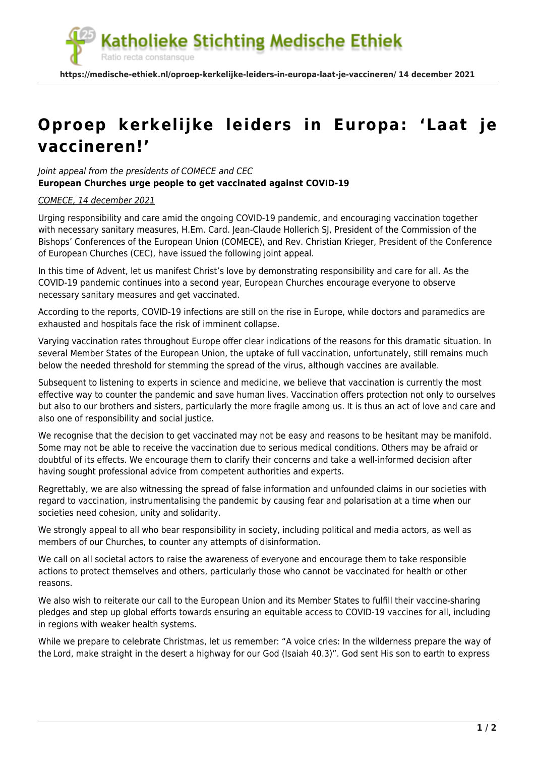# Oproep kerkelijke leiders in Europa: 'Laat je vaccineren!'

*Joint appeal from the presidents of COMECE and CEC*
**European Churches urge people to get vaccinated against COVID-19**

*COMECE, 14 december 2021*

Urging responsibility and care amid the ongoing COVID-19 pandemic, and encouraging vaccination together with necessary sanitary measures, H.Em. Card. Jean-Claude Hollerich SJ, President of the Commission of the Bishops' Conferences of the European Union (COMECE), and Rev. Christian Krieger, President of the Conference of European Churches (CEC), have issued the following joint appeal.

In this time of Advent, let us manifest Christ's love by demonstrating responsibility and care for all. As the COVID-19 pandemic continues into a second year, European Churches encourage everyone to observe necessary sanitary measures and get vaccinated.

According to the reports, COVID-19 infections are still on the rise in Europe, while doctors and paramedics are exhausted and hospitals face the risk of imminent collapse.

Varying vaccination rates throughout Europe offer clear indications of the reasons for this dramatic situation. In several Member States of the European Union, the uptake of full vaccination, unfortunately, still remains much below the needed threshold for stemming the spread of the virus, although vaccines are available.

Subsequent to listening to experts in science and medicine, we believe that vaccination is currently the most effective way to counter the pandemic and save human lives. Vaccination offers protection not only to ourselves but also to our brothers and sisters, particularly the more fragile among us. It is thus an act of love and care and also one of responsibility and social justice.

We recognise that the decision to get vaccinated may not be easy and reasons to be hesitant may be manifold. Some may not be able to receive the vaccination due to serious medical conditions. Others may be afraid or doubtful of its effects. We encourage them to clarify their concerns and take a well-informed decision after having sought professional advice from competent authorities and experts.

Regrettably, we are also witnessing the spread of false information and unfounded claims in our societies with regard to vaccination, instrumentalising the pandemic by causing fear and polarisation at a time when our societies need cohesion, unity and solidarity.

We strongly appeal to all who bear responsibility in society, including political and media actors, as well as members of our Churches, to counter any attempts of disinformation.

We call on all societal actors to raise the awareness of everyone and encourage them to take responsible actions to protect themselves and others, particularly those who cannot be vaccinated for health or other reasons.

We also wish to reiterate our call to the European Union and its Member States to fulfill their vaccine-sharing pledges and step up global efforts towards ensuring an equitable access to COVID-19 vaccines for all, including in regions with weaker health systems.

While we prepare to celebrate Christmas, let us remember: "A voice cries: In the wilderness prepare the way of the Lord, make straight in the desert a highway for our God (Isaiah 40.3)". God sent His son to earth to express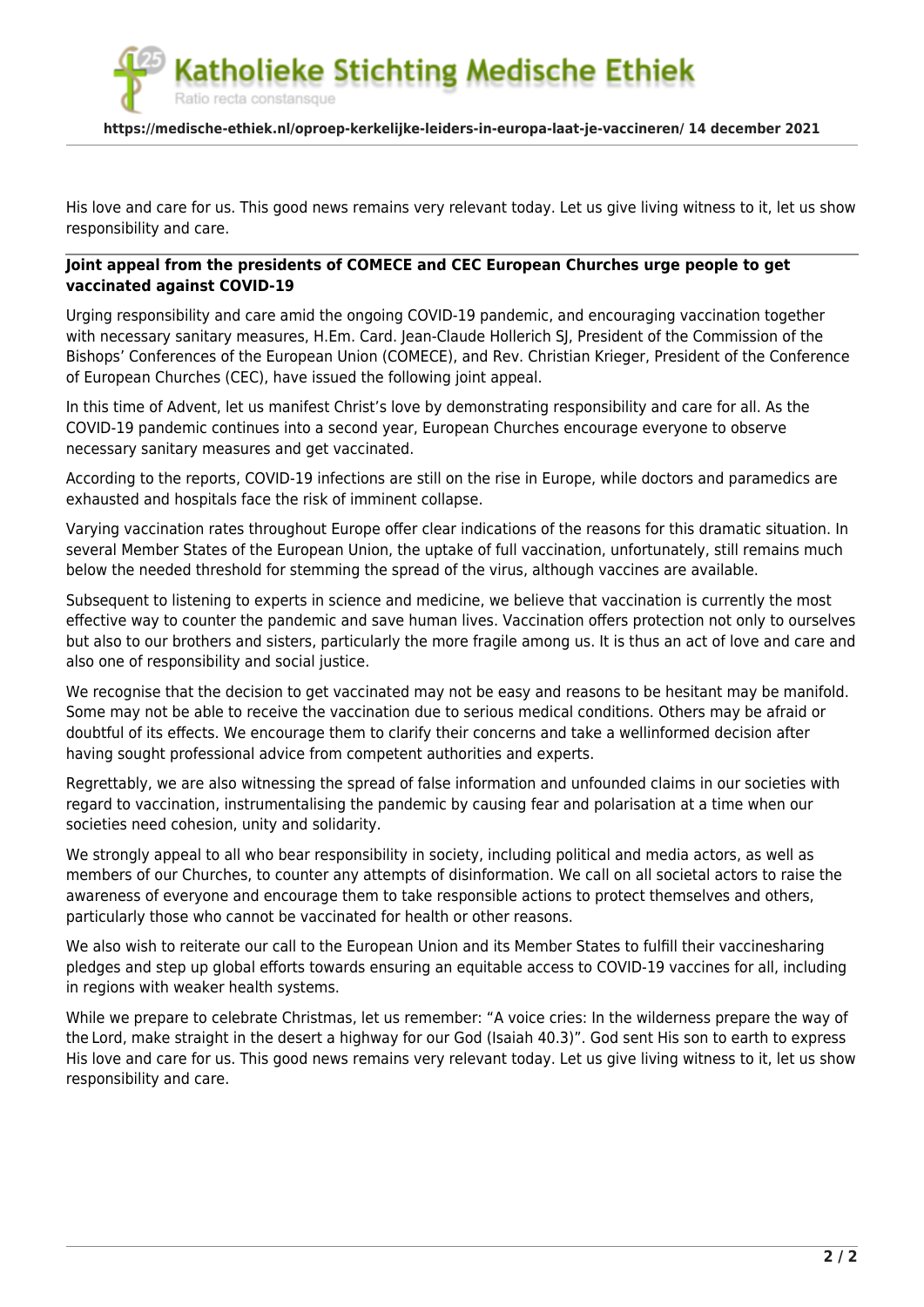His love and care for us. This good news remains very relevant today. Let us give living witness to it, let us show responsibility and care.

**Joint appeal from the presidents of COMECE and CEC European Churches urge people to get vaccinated against COVID-19**

Urging responsibility and care amid the ongoing COVID-19 pandemic, and encouraging vaccination together with necessary sanitary measures, H.Em. Card. Jean-Claude Hollerich SJ, President of the Commission of the Bishops' Conferences of the European Union (COMECE), and Rev. Christian Krieger, President of the Conference of European Churches (CEC), have issued the following joint appeal.

In this time of Advent, let us manifest Christ's love by demonstrating responsibility and care for all. As the COVID-19 pandemic continues into a second year, European Churches encourage everyone to observe necessary sanitary measures and get vaccinated.

According to the reports, COVID-19 infections are still on the rise in Europe, while doctors and paramedics are exhausted and hospitals face the risk of imminent collapse.

Varying vaccination rates throughout Europe offer clear indications of the reasons for this dramatic situation. In several Member States of the European Union, the uptake of full vaccination, unfortunately, still remains much below the needed threshold for stemming the spread of the virus, although vaccines are available.

Subsequent to listening to experts in science and medicine, we believe that vaccination is currently the most effective way to counter the pandemic and save human lives. Vaccination offers protection not only to ourselves but also to our brothers and sisters, particularly the more fragile among us. It is thus an act of love and care and also one of responsibility and social justice.

We recognise that the decision to get vaccinated may not be easy and reasons to be hesitant may be manifold. Some may not be able to receive the vaccination due to serious medical conditions. Others may be afraid or doubtful of its effects. We encourage them to clarify their concerns and take a wellinformed decision after having sought professional advice from competent authorities and experts.

Regrettably, we are also witnessing the spread of false information and unfounded claims in our societies with regard to vaccination, instrumentalising the pandemic by causing fear and polarisation at a time when our societies need cohesion, unity and solidarity.

We strongly appeal to all who bear responsibility in society, including political and media actors, as well as members of our Churches, to counter any attempts of disinformation. We call on all societal actors to raise the awareness of everyone and encourage them to take responsible actions to protect themselves and others, particularly those who cannot be vaccinated for health or other reasons.

We also wish to reiterate our call to the European Union and its Member States to fulfill their vaccinesharing pledges and step up global efforts towards ensuring an equitable access to COVID-19 vaccines for all, including in regions with weaker health systems.

While we prepare to celebrate Christmas, let us remember: "A voice cries: In the wilderness prepare the way of the Lord, make straight in the desert a highway for our God (Isaiah 40.3)". God sent His son to earth to express His love and care for us. This good news remains very relevant today. Let us give living witness to it, let us show responsibility and care.